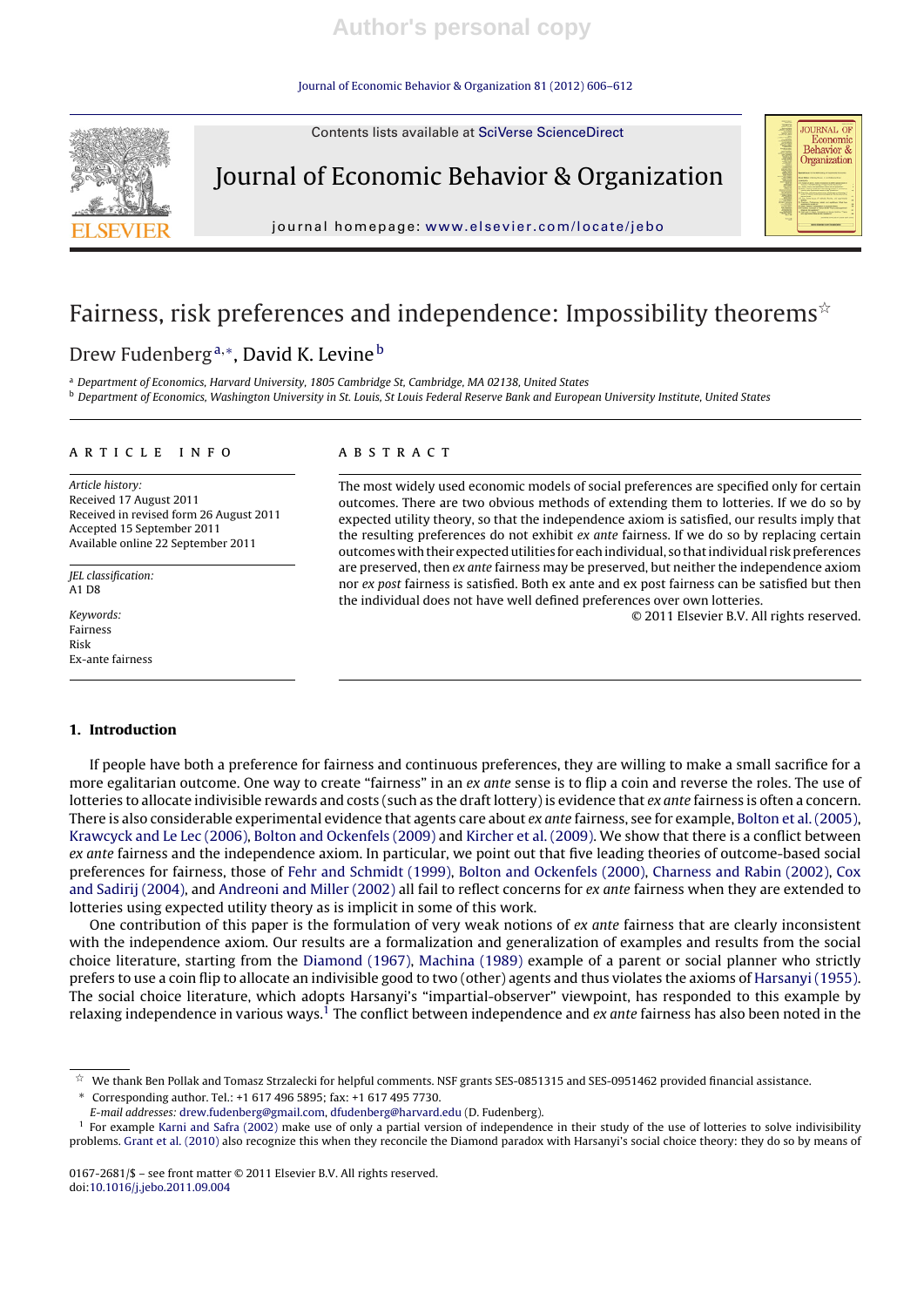# Fairness, risk preferences and independence: Impossibility theorems[☆]

Drew Fudenberg[a,*], David K. Levine[b]

[a] Department of Economics, Harvard University, 1805 Cambridge St, Cambridge, MA 02138, United States

[b] Department of Economics, Washington University in St. Louis, St Louis Federal Reserve Bank and European University Institute, United States

## ARTICLE INFO

*Article history:*
Received 17 August 2011
Received in revised form 26 August 2011
Accepted 15 September 2011
Available online 22 September 2011

*JEL classification:*
A1 D8

*Keywords:*
Fairness
Risk
Ex-ante fairness

## ABSTRACT

The most widely used economic models of social preferences are specified only for certain outcomes. There are two obvious methods of extending them to lotteries. If we do so by expected utility theory, so that the independence axiom is satisfied, our results imply that the resulting preferences do not exhibit *ex ante* fairness. If we do so by replacing certain outcomes with their expected utilities for each individual, so that individual risk preferences are preserved, then *ex ante* fairness may be preserved, but neither the independence axiom nor *ex post* fairness is satisfied. Both ex ante and ex post fairness can be satisfied but then the individual does not have well defined preferences over own lotteries.

© 2011 Elsevier B.V. All rights reserved.

## 1. Introduction

If people have both a preference for fairness and continuous preferences, they are willing to make a small sacrifice for a more egalitarian outcome. One way to create "fairness" in an *ex ante* sense is to flip a coin and reverse the roles. The use of lotteries to allocate indivisible rewards and costs (such as the draft lottery) is evidence that *ex ante* fairness is often a concern. There is also considerable experimental evidence that agents care about *ex ante* fairness, see for example, Bolton et al. (2005), Krawcyck and Le Lec (2006), Bolton and Ockenfels (2009) and Kircher et al. (2009). We show that there is a conflict between *ex ante* fairness and the independence axiom. In particular, we point out that five leading theories of outcome-based social preferences for fairness, those of Fehr and Schmidt (1999), Bolton and Ockenfels (2000), Charness and Rabin (2002), Cox and Sadirij (2004), and Andreoni and Miller (2002) all fail to reflect concerns for *ex ante* fairness when they are extended to lotteries using expected utility theory as is implicit in some of this work.

One contribution of this paper is the formulation of very weak notions of *ex ante* fairness that are clearly inconsistent with the independence axiom. Our results are a formalization and generalization of examples and results from the social choice literature, starting from the Diamond (1967), Machina (1989) example of a parent or social planner who strictly prefers to use a coin flip to allocate an indivisible good to two (other) agents and thus violates the axioms of Harsanyi (1955). The social choice literature, which adopts Harsanyi's "impartial-observer" viewpoint, has responded to this example by relaxing independence in various ways.[1] The conflict between independence and *ex ante* fairness has also been noted in the

---

[☆] We thank Ben Pollak and Tomasz Strzalecki for helpful comments. NSF grants SES-0851315 and SES-0951462 provided financial assistance.

[*] Corresponding author. Tel.: +1 617 496 5895; fax: +1 617 495 7730.
*E-mail addresses:* drew.fudenberg@gmail.com, dfudenberg@harvard.edu (D. Fudenberg).

[1] For example Karni and Safra (2002) make use of only a partial version of independence in their study of the use of lotteries to solve indivisibility problems. Grant et al. (2010) also recognize this when they reconcile the Diamond paradox with Harsanyi's social choice theory: they do so by means of

0167-2681/$ – see front matter © 2011 Elsevier B.V. All rights reserved.
doi:10.1016/j.jebo.2011.09.004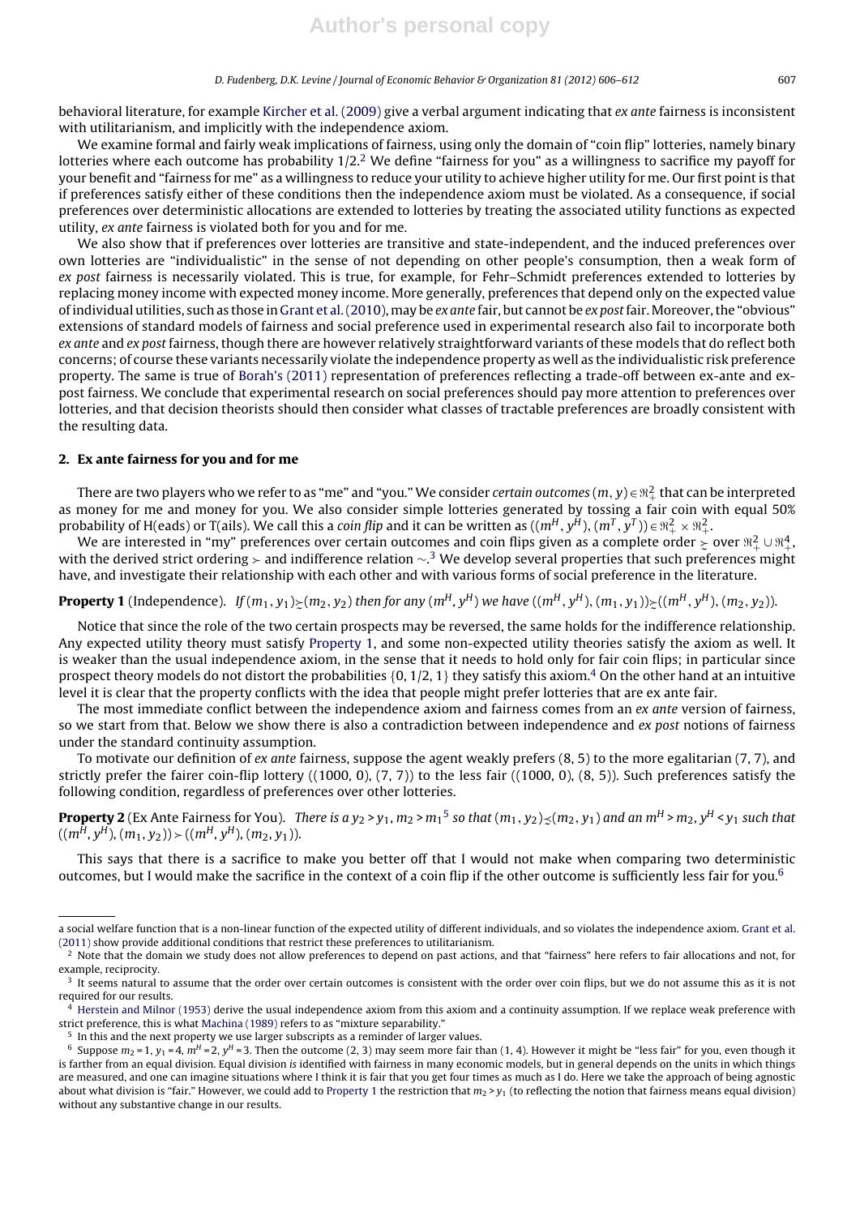behavioral literature, for example Kircher et al. (2009) give a verbal argument indicating that *ex ante* fairness is inconsistent with utilitarianism, and implicitly with the independence axiom.

We examine formal and fairly weak implications of fairness, using only the domain of "coin flip" lotteries, namely binary lotteries where each outcome has probability 1/2.[2] We define "fairness for you" as a willingness to sacrifice my payoff for your benefit and "fairness for me" as a willingness to reduce your utility to achieve higher utility for me. Our first point is that if preferences satisfy either of these conditions then the independence axiom must be violated. As a consequence, if social preferences over deterministic allocations are extended to lotteries by treating the associated utility functions as expected utility, *ex ante* fairness is violated both for you and for me.

We also show that if preferences over lotteries are transitive and state-independent, and the induced preferences over own lotteries are "individualistic" in the sense of not depending on other people's consumption, then a weak form of *ex post* fairness is necessarily violated. This is true, for example, for Fehr–Schmidt preferences extended to lotteries by replacing money income with expected money income. More generally, preferences that depend only on the expected value of individual utilities, such as those in Grant et al. (2010), may be *ex ante* fair, but cannot be *ex post* fair. Moreover, the "obvious" extensions of standard models of fairness and social preference used in experimental research also fail to incorporate both *ex ante* and *ex post* fairness, though there are however relatively straightforward variants of these models that do reflect both concerns; of course these variants necessarily violate the independence property as well as the individualistic risk preference property. The same is true of Borah's (2011) representation of preferences reflecting a trade-off between ex-ante and ex-post fairness. We conclude that experimental research on social preferences should pay more attention to preferences over lotteries, and that decision theorists should then consider what classes of tractable preferences are broadly consistent with the resulting data.

## 2. Ex ante fairness for you and for me

There are two players who we refer to as "me" and "you." We consider *certain outcomes* $(m, y) \in \Re_+^2$ that can be interpreted as money for me and money for you. We also consider simple lotteries generated by tossing a fair coin with equal 50% probability of H(eads) or T(ails). We call this a *coin flip* and it can be written as $((m^H, y^H), (m^T, y^T)) \in \Re_+^2 \times \Re_+^2$.

We are interested in "my" preferences over certain outcomes and coin flips given as a complete order $\succsim$ over $\Re_+^2 \cup \Re_+^4$, with the derived strict ordering $\succ$ and indifference relation $\sim$.[3] We develop several properties that such preferences might have, and investigate their relationship with each other and with various forms of social preference in the literature.

**Property 1** (Independence). *If $(m_1, y_1) \succsim (m_2, y_2)$ then for any $(m^H, y^H)$ we have $((m^H, y^H), (m_1, y_1)) \succsim ((m^H, y^H), (m_2, y_2))$.*

Notice that since the role of the two certain prospects may be reversed, the same holds for the indifference relationship. Any expected utility theory must satisfy Property 1, and some non-expected utility theories satisfy the axiom as well. It is weaker than the usual independence axiom, in the sense that it needs to hold only for fair coin flips; in particular since prospect theory models do not distort the probabilities $\{0, 1/2, 1\}$ they satisfy this axiom.[4] On the other hand at an intuitive level it is clear that the property conflicts with the idea that people might prefer lotteries that are ex ante fair.

The most immediate conflict between the independence axiom and fairness comes from an *ex ante* version of fairness, so we start from that. Below we show there is also a contradiction between independence and *ex post* notions of fairness under the standard continuity assumption.

To motivate our definition of *ex ante* fairness, suppose the agent weakly prefers (8, 5) to the more egalitarian (7, 7), and strictly prefer the fairer coin-flip lottery ((1000, 0), (7, 7)) to the less fair ((1000, 0), (8, 5)). Such preferences satisfy the following condition, regardless of preferences over other lotteries.

**Property 2** (Ex Ante Fairness for You). *There is a $y_2 > y_1$, $m_2 > m_1$[5] so that $(m_1, y_2) \precsim (m_2, y_1)$ and an $m^H > m_2$, $y^H < y_1$ such that $((m^H, y^H), (m_1, y_2)) \succ ((m^H, y^H), (m_2, y_1))$.*

This says that there is a sacrifice to make you better off that I would not make when comparing two deterministic outcomes, but I would make the sacrifice in the context of a coin flip if the other outcome is sufficiently less fair for you.[6]

---

a social welfare function that is a non-linear function of the expected utility of different individuals, and so violates the independence axiom. Grant et al. (2011) show provide additional conditions that restrict these preferences to utilitarianism.

[2] Note that the domain we study does not allow preferences to depend on past actions, and that "fairness" here refers to fair allocations and not, for example, reciprocity.

[3] It seems natural to assume that the order over certain outcomes is consistent with the order over coin flips, but we do not assume this as it is not required for our results.

[4] Herstein and Milnor (1953) derive the usual independence axiom from this axiom and a continuity assumption. If we replace weak preference with strict preference, this is what Machina (1989) refers to as "mixture separability."

[5] In this and the next property we use larger subscripts as a reminder of larger values.

[6] Suppose $m_2 = 1$, $y_1 = 4$, $m^H = 2$, $y^H = 3$. Then the outcome (2, 3) may seem more fair than (1, 4). However it might be "less fair" for you, even though it is farther from an equal division. Equal division *is* identified with fairness in many economic models, but in general depends on the units in which things are measured, and one can imagine situations where I think it is fair that you get four times as much as I do. Here we take the approach of being agnostic about what division is "fair." However, we could add to Property 1 the restriction that $m_2 > y_1$ (to reflecting the notion that fairness means equal division) without any substantive change in our results.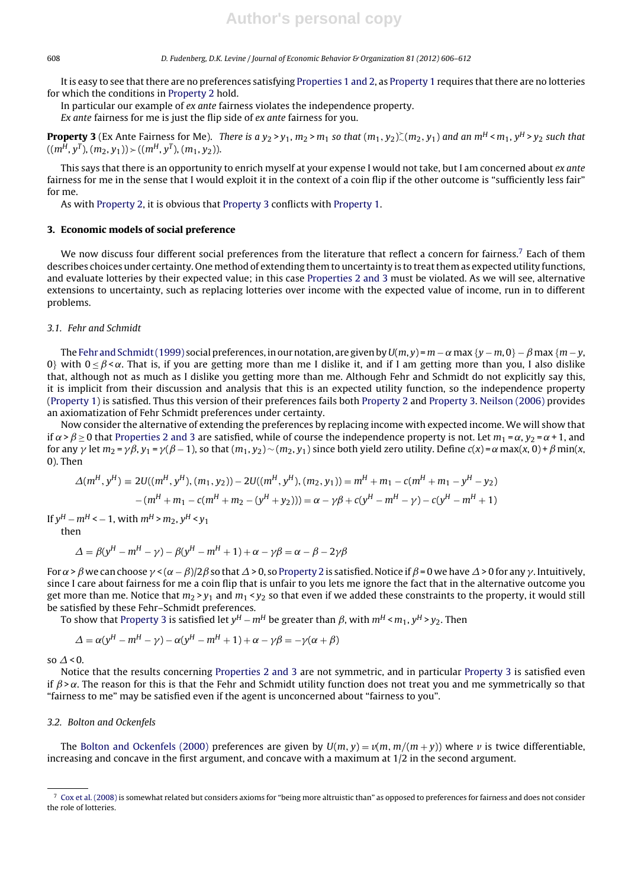It is easy to see that there are no preferences satisfying Properties 1 and 2, as Property 1 requires that there are no lotteries for which the conditions in Property 2 hold.

In particular our example of *ex ante* fairness violates the independence property.

*Ex ante* fairness for me is just the flip side of *ex ante* fairness for you.

**Property 3** (Ex Ante Fairness for Me). *There is a $y_2 > y_1$, $m_2 > m_1$ so that $(m_1, y_2) \succsim (m_2, y_1)$ and an $m^H < m_1$, $y^H > y_2$ such that $((m^H, y^T), (m_2, y_1)) \succ ((m^H, y^T), (m_1, y_2))$.*

This says that there is an opportunity to enrich myself at your expense I would not take, but I am concerned about *ex ante* fairness for me in the sense that I would exploit it in the context of a coin flip if the other outcome is "sufficiently less fair" for me.

As with Property 2, it is obvious that Property 3 conflicts with Property 1.

## 3. Economic models of social preference

We now discuss four different social preferences from the literature that reflect a concern for fairness.[7] Each of them describes choices under certainty. One method of extending them to uncertainty is to treat them as expected utility functions, and evaluate lotteries by their expected value; in this case Properties 2 and 3 must be violated. As we will see, alternative extensions to uncertainty, such as replacing lotteries over income with the expected value of income, run in to different problems.

### 3.1. Fehr and Schmidt

The Fehr and Schmidt (1999) social preferences, in our notation, are given by $U(m, y) = m - \alpha \max\{y - m, 0\} - \beta \max\{m - y, 0\}$ with $0 \leq \beta < \alpha$. That is, if you are getting more than me I dislike it, and if I am getting more than you, I also dislike that, although not as much as I dislike you getting more than me. Although Fehr and Schmidt do not explicitly say this, it is implicit from their discussion and analysis that this is an expected utility function, so the independence property (Property 1) is satisfied. Thus this version of their preferences fails both Property 2 and Property 3. Neilson (2006) provides an axiomatization of Fehr Schmidt preferences under certainty.

Now consider the alternative of extending the preferences by replacing income with expected income. We will show that if $\alpha > \beta \geq 0$ that Properties 2 and 3 are satisfied, while of course the independence property is not. Let $m_1 = \alpha$, $y_2 = \alpha + 1$, and for any $\gamma$ let $m_2 = \gamma\beta$, $y_1 = \gamma(\beta - 1)$, so that $(m_1, y_2) \sim (m_2, y_1)$ since both yield zero utility. Define $c(x) = \alpha \max(x, 0) + \beta \min(x, 0)$. Then

$$\Delta(m^H, y^H) \equiv 2U((m^H, y^H), (m_1, y_2)) - 2U((m^H, y^H), (m_2, y_1)) = m^H + m_1 - c(m^H + m_1 - y^H - y_2)$$
$$- (m^H + m_1 - c(m^H + m_2 - (y^H + y_2))) = \alpha - \gamma\beta + c(y^H - m^H - \gamma) - c(y^H - m^H + 1)$$

If $y^H - m^H < -1$, with $m^H > m_2$, $y^H < y_1$ then

$$\Delta = \beta(y^H - m^H - \gamma) - \beta(y^H - m^H + 1) + \alpha - \gamma\beta = \alpha - \beta - 2\gamma\beta$$

For $\alpha > \beta$ we can choose $\gamma < (\alpha - \beta)/2\beta$ so that $\Delta > 0$, so Property 2 is satisfied. Notice if $\beta = 0$ we have $\Delta > 0$ for any $\gamma$. Intuitively, since I care about fairness for me a coin flip that is unfair to you lets me ignore the fact that in the alternative outcome you get more than me. Notice that $m_2 > y_1$ and $m_1 < y_2$ so that even if we added these constraints to the property, it would still be satisfied by these Fehr–Schmidt preferences.

To show that Property 3 is satisfied let $y^H - m^H$ be greater than $\beta$, with $m^H < m_1$, $y^H > y_2$. Then

$$\Delta = \alpha(y^H - m^H - \gamma) - \alpha(y^H - m^H + 1) + \alpha - \gamma\beta = -\gamma(\alpha + \beta)$$

so $\Delta < 0$.

Notice that the results concerning Properties 2 and 3 are not symmetric, and in particular Property 3 is satisfied even if $\beta > \alpha$. The reason for this is that the Fehr and Schmidt utility function does not treat you and me symmetrically so that "fairness to me" may be satisfied even if the agent is unconcerned about "fairness to you".

### 3.2. Bolton and Ockenfels

The Bolton and Ockenfels (2000) preferences are given by $U(m, y) = v(m, m/(m + y))$ where $v$ is twice differentiable, increasing and concave in the first argument, and concave with a maximum at 1/2 in the second argument.

[7] Cox et al. (2008) is somewhat related but considers axioms for "being more altruistic than" as opposed to preferences for fairness and does not consider the role of lotteries.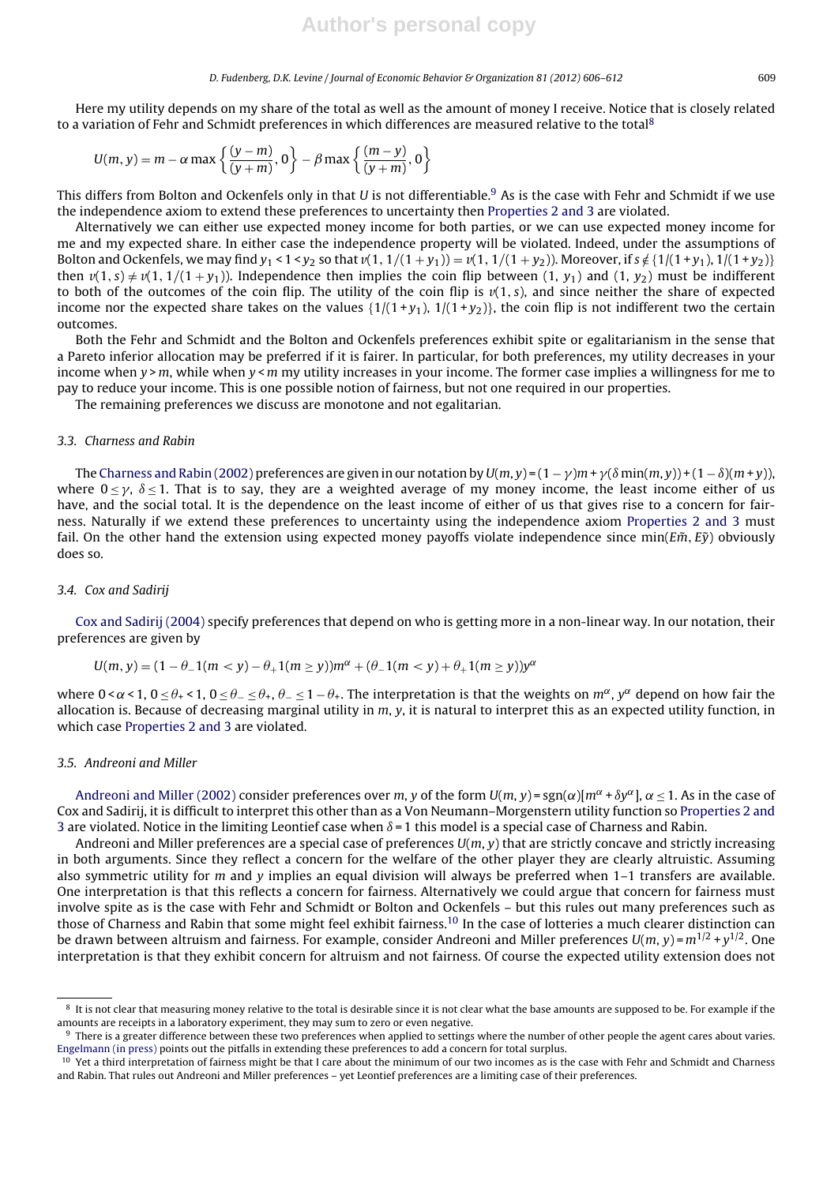Here my utility depends on my share of the total as well as the amount of money I receive. Notice that is closely related to a variation of Fehr and Schmidt preferences in which differences are measured relative to the total[8]

$$U(m, y) = m - \alpha \max\left\{\frac{(y-m)}{(y+m)}, 0\right\} - \beta \max\left\{\frac{(m-y)}{(y+m)}, 0\right\}$$

This differs from Bolton and Ockenfels only in that $U$ is not differentiable.[9] As is the case with Fehr and Schmidt if we use the independence axiom to extend these preferences to uncertainty then Properties 2 and 3 are violated.

Alternatively we can either use expected money income for both parties, or we can use expected money income for me and my expected share. In either case the independence property will be violated. Indeed, under the assumptions of Bolton and Ockenfels, we may find $y_1 < 1 < y_2$ so that $v(1, 1/(1 + y_1)) = v(1, 1/(1 + y_2))$. Moreover, if $s \notin \{1/(1 + y_1), 1/(1 + y_2)\}$ then $v(1, s) \neq v(1, 1/(1 + y_1))$. Independence then implies the coin flip between $(1, y_1)$ and $(1, y_2)$ must be indifferent to both of the outcomes of the coin flip. The utility of the coin flip is $v(1, s)$, and since neither the share of expected income nor the expected share takes on the values $\{1/(1 + y_1), 1/(1 + y_2)\}$, the coin flip is not indifferent two the certain outcomes.

Both the Fehr and Schmidt and the Bolton and Ockenfels preferences exhibit spite or egalitarianism in the sense that a Pareto inferior allocation may be preferred if it is fairer. In particular, for both preferences, my utility decreases in your income when $y > m$, while when $y < m$ my utility increases in your income. The former case implies a willingness for me to pay to reduce your income. This is one possible notion of fairness, but not one required in our properties.

The remaining preferences we discuss are monotone and not egalitarian.

### 3.3. Charness and Rabin

The Charness and Rabin (2002) preferences are given in our notation by $U(m, y) = (1 - \gamma)m + \gamma(\delta \min(m, y)) + (1 - \delta)(m + y))$, where $0 \leq \gamma$, $\delta \leq 1$. That is to say, they are a weighted average of my money income, the least income either of us have, and the social total. It is the dependence on the least income of either of us that gives rise to a concern for fairness. Naturally if we extend these preferences to uncertainty using the independence axiom Properties 2 and 3 must fail. On the other hand the extension using expected money payoffs violate independence since $\min(E\tilde{m}, E\tilde{y})$ obviously does so.

### 3.4. Cox and Sadirij

Cox and Sadirij (2004) specify preferences that depend on who is getting more in a non-linear way. In our notation, their preferences are given by

$$U(m, y) = (1 - \theta_{-}1(m < y) - \theta_{+}1(m \geq y))m^{\alpha} + (\theta_{-}1(m < y) + \theta_{+}1(m \geq y))y^{\alpha}$$

where $0 < \alpha < 1$, $0 \leq \theta_{+} < 1$, $0 \leq \theta_{-} \leq \theta_{+}$, $\theta_{-} \leq 1 - \theta_{+}$. The interpretation is that the weights on $m^{\alpha}$, $y^{\alpha}$ depend on how fair the allocation is. Because of decreasing marginal utility in $m$, $y$, it is natural to interpret this as an expected utility function, in which case Properties 2 and 3 are violated.

### 3.5. Andreoni and Miller

Andreoni and Miller (2002) consider preferences over $m$, $y$ of the form $U(m, y) = \text{sgn}(\alpha)[m^{\alpha} + \delta y^{\alpha}]$, $\alpha \leq 1$. As in the case of Cox and Sadirij, it is difficult to interpret this other than as a Von Neumann–Morgenstern utility function so Properties 2 and 3 are violated. Notice in the limiting Leontief case when $\delta = 1$ this model is a special case of Charness and Rabin.

Andreoni and Miller preferences are a special case of preferences $U(m, y)$ that are strictly concave and strictly increasing in both arguments. Since they reflect a concern for the welfare of the other player they are clearly altruistic. Assuming also symmetric utility for $m$ and $y$ implies an equal division will always be preferred when 1–1 transfers are available. One interpretation is that this reflects a concern for fairness. Alternatively we could argue that concern for fairness must involve spite as is the case with Fehr and Schmidt or Bolton and Ockenfels – but this rules out many preferences such as those of Charness and Rabin that some might feel exhibit fairness.[10] In the case of lotteries a much clearer distinction can be drawn between altruism and fairness. For example, consider Andreoni and Miller preferences $U(m, y) = m^{1/2} + y^{1/2}$. One interpretation is that they exhibit concern for altruism and not fairness. Of course the expected utility extension does not

---

[8] It is not clear that measuring money relative to the total is desirable since it is not clear what the base amounts are supposed to be. For example if the amounts are receipts in a laboratory experiment, they may sum to zero or even negative.

[9] There is a greater difference between these two preferences when applied to settings where the number of other people the agent cares about varies. Engelmann (in press) points out the pitfalls in extending these preferences to add a concern for total surplus.

[10] Yet a third interpretation of fairness might be that I care about the minimum of our two incomes as is the case with Fehr and Schmidt and Charness and Rabin. That rules out Andreoni and Miller preferences – yet Leontief preferences are a limiting case of their preferences.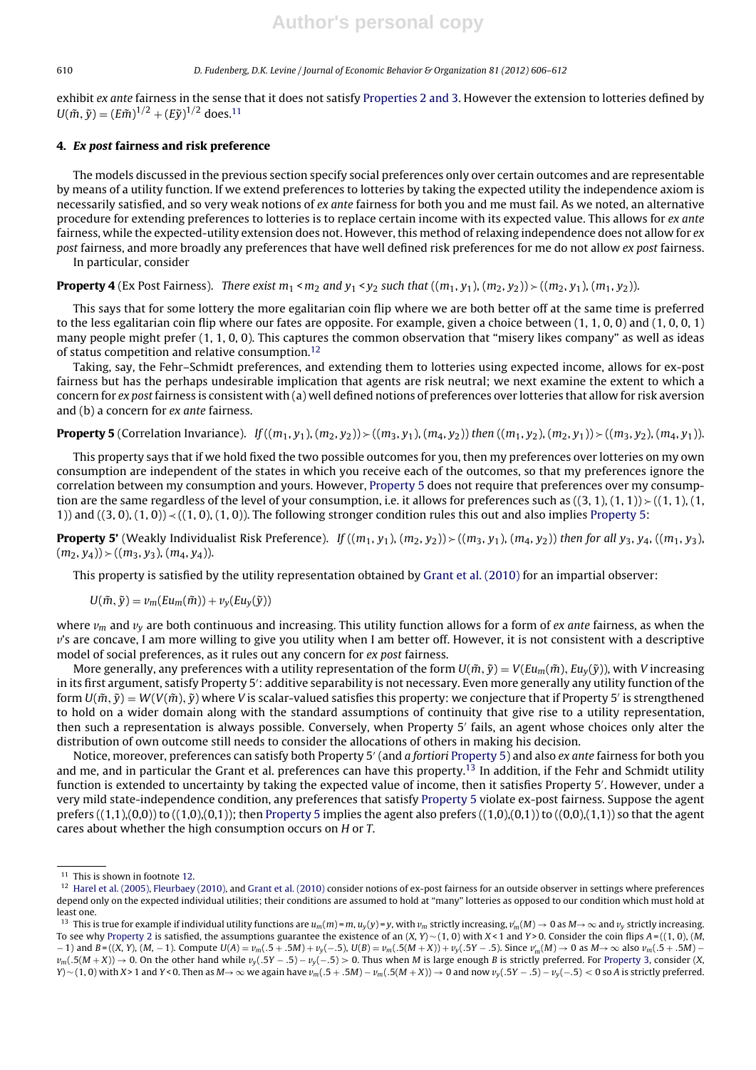exhibit *ex ante* fairness in the sense that it does not satisfy Properties 2 and 3. However the extension to lotteries defined by $U(\tilde{m}, \tilde{y}) = (E\tilde{m})^{1/2} + (E\tilde{y})^{1/2}$ does.[11]

## 4. *Ex post* fairness and risk preference

The models discussed in the previous section specify social preferences only over certain outcomes and are representable by means of a utility function. If we extend preferences to lotteries by taking the expected utility the independence axiom is necessarily satisfied, and so very weak notions of *ex ante* fairness for both you and me must fail. As we noted, an alternative procedure for extending preferences to lotteries is to replace certain income with its expected value. This allows for *ex ante* fairness, while the expected-utility extension does not. However, this method of relaxing independence does not allow for *ex post* fairness, and more broadly any preferences that have well defined risk preferences for me do not allow *ex post* fairness.

In particular, consider

**Property 4** (Ex Post Fairness). *There exist* $m_1 < m_2$ *and* $y_1 < y_2$ *such that* $((m_1, y_1), (m_2, y_2)) \succ ((m_2, y_1), (m_1, y_2))$.

This says that for some lottery the more egalitarian coin flip where we are both better off at the same time is preferred to the less egalitarian coin flip where our fates are opposite. For example, given a choice between (1, 1, 0, 0) and (1, 0, 0, 1) many people might prefer (1, 1, 0, 0). This captures the common observation that "misery likes company" as well as ideas of status competition and relative consumption.[12]

Taking, say, the Fehr–Schmidt preferences, and extending them to lotteries using expected income, allows for ex-post fairness but has the perhaps undesirable implication that agents are risk neutral; we next examine the extent to which a concern for *ex post* fairness is consistent with (a) well defined notions of preferences over lotteries that allow for risk aversion and (b) a concern for *ex ante* fairness.

**Property 5** (Correlation Invariance). *If* $((m_1, y_1), (m_2, y_2)) \succ ((m_3, y_1), (m_4, y_2))$ *then* $((m_1, y_2), (m_2, y_1)) \succ ((m_3, y_2), (m_4, y_1))$.

This property says that if we hold fixed the two possible outcomes for you, then my preferences over lotteries on my own consumption are independent of the states in which you receive each of the outcomes, so that my preferences ignore the correlation between my consumption and yours. However, Property 5 does not require that preferences over my consumption are the same regardless of the level of your consumption, i.e. it allows for preferences such as $((3, 1), (1, 1)) \succ ((1, 1), (1, 1))$ and $((3, 0), (1, 0)) \prec ((1, 0), (1, 0))$. The following stronger condition rules this out and also implies Property 5:

**Property 5'** (Weakly Individualist Risk Preference). *If* $((m_1, y_1), (m_2, y_2)) \succ ((m_3, y_1), (m_4, y_2))$ *then for all* $y_3, y_4$, $((m_1, y_3), (m_2, y_4)) \succ ((m_3, y_3), (m_4, y_4))$.

This property is satisfied by the utility representation obtained by Grant et al. (2010) for an impartial observer:

$$U(\tilde{m}, \tilde{y}) = v_m(Eu_m(\tilde{m})) + v_y(Eu_y(\tilde{y}))$$

where $v_m$ and $v_y$ are both continuous and increasing. This utility function allows for a form of *ex ante* fairness, as when the $v$'s are concave, I am more willing to give you utility when I am better off. However, it is not consistent with a descriptive model of social preferences, as it rules out any concern for *ex post* fairness.

More generally, any preferences with a utility representation of the form $U(\tilde{m}, \tilde{y}) = V(Eu_m(\tilde{m}), Eu_y(\tilde{y}))$, with $V$ increasing in its first argument, satisfy Property 5': additive separability is not necessary. Even more generally any utility function of the form $U(\tilde{m}, \tilde{y}) = W(V(\tilde{m}), \tilde{y})$ where $V$ is scalar-valued satisfies this property: we conjecture that if Property 5' is strengthened to hold on a wider domain along with the standard assumptions of continuity that give rise to a utility representation, then such a representation is always possible. Conversely, when Property 5' fails, an agent whose choices only alter the distribution of own outcome still needs to consider the allocations of others in making his decision.

Notice, moreover, preferences can satisfy both Property 5' (and *a fortiori* Property 5) and also *ex ante* fairness for both you and me, and in particular the Grant et al. preferences can have this property.[13] In addition, if the Fehr and Schmidt utility function is extended to uncertainty by taking the expected value of income, then it satisfies Property 5'. However, under a very mild state-independence condition, any preferences that satisfy Property 5 violate ex-post fairness. Suppose the agent prefers ((1,1),(0,0)) to ((1,0),(0,1)); then Property 5 implies the agent also prefers ((1,0),(0,1)) to ((0,0),(1,1)) so that the agent cares about whether the high consumption occurs on *H* or *T*.

---

[11] This is shown in footnote 12.

[12] Harel et al. (2005), Fleurbaey (2010), and Grant et al. (2010) consider notions of ex-post fairness for an outside observer in settings where preferences depend only on the expected individual utilities; their conditions are assumed to hold at "many" lotteries as opposed to our condition which must hold at least one.

[13] This is true for example if individual utility functions are $u_m(m) = m$, $u_y(y) = y$, with $v_m$ strictly increasing, $v'_m(M) \to 0$ as $M \to \infty$ and $v_y$ strictly increasing. To see why Property 2 is satisfied, the assumptions guarantee the existence of an $(X, Y) \sim (1, 0)$ with $X < 1$ and $Y > 0$. Consider the coin flips $A = ((1, 0), (M, -1))$ and $B = ((X, Y), (M, -1))$. Compute $U(A) = v_m(.5 + .5M) + v_y(-.5)$, $U(B) = v_m(.5(M + X)) + v_y(.5Y - .5)$. Since $v'_m(M) \to 0$ as $M \to \infty$ also $v_m(.5 + .5M) - v_m(.5(M + X)) \to 0$. On the other hand while $v_y(.5Y - .5) - v_y(-.5) > 0$. Thus when $M$ is large enough $B$ is strictly preferred. For Property 3, consider $(X, Y) \sim (1, 0)$ with $X > 1$ and $Y < 0$. Then as $M \to \infty$ we again have $v_m(.5 + .5M) - v_m(.5(M + X)) \to 0$ and now $v_y(.5Y - .5) - v_y(-.5) < 0$ so $A$ is strictly preferred.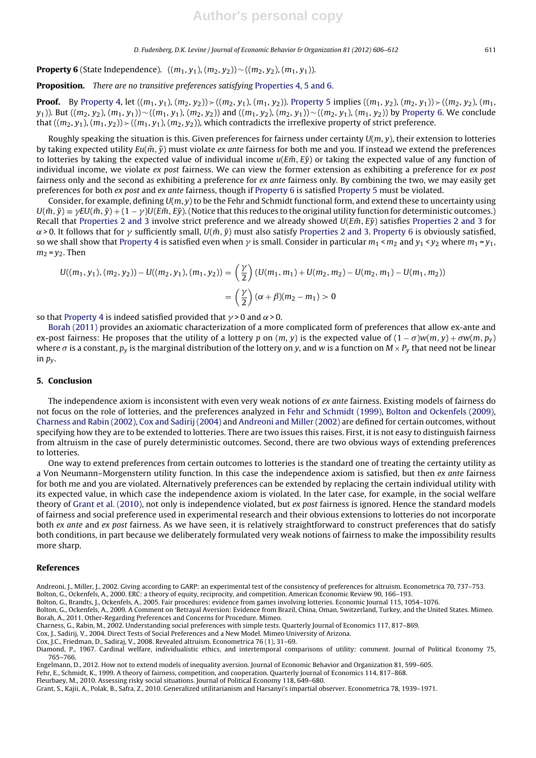**Property 6** (State Independence). $((m_1, y_1), (m_2, y_2)) \sim ((m_2, y_2), (m_1, y_1))$.

**Proposition.** *There are no transitive preferences satisfying Properties 4, 5 and 6.*

**Proof.** By Property 4, let $((m_1, y_1), (m_2, y_2)) \succ ((m_2, y_1), (m_1, y_2))$. Property 5 implies $((m_1, y_2), (m_2, y_1)) \succ ((m_2, y_2), (m_1, y_1))$. But $((m_2, y_2), (m_1, y_1)) \sim ((m_1, y_1), (m_2, y_2))$ and $((m_1, y_2), (m_2, y_1)) \sim ((m_2, y_1), (m_1, y_2))$ by Property 6. We conclude that $((m_2, y_1), (m_1, y_2)) \succ ((m_1, y_1), (m_2, y_2))$, which contradicts the irreflexive property of strict preference.

Roughly speaking the situation is this. Given preferences for fairness under certainty $U(m, y)$, their extension to lotteries by taking expected utility $Eu(\tilde{m}, \tilde{y})$ must violate *ex ante* fairness for both me and you. If instead we extend the preferences to lotteries by taking the expected value of individual income $u(E\tilde{m}, E\tilde{y})$ or taking the expected value of any function of individual income, we violate *ex post* fairness. We can view the former extension as exhibiting a preference for *ex post* fairness only and the second as exhibiting a preference for *ex ante* fairness only. By combining the two, we may easily get preferences for both *ex post* and *ex ante* fairness, though if Property 6 is satisfied Property 5 must be violated.

Consider, for example, defining $U(m, y)$ to be the Fehr and Schmidt functional form, and extend these to uncertainty using $U(\tilde{m}, \tilde{y}) \equiv \gamma EU(\tilde{m}, \tilde{y}) + (1 - \gamma)U(E\tilde{m}, E\tilde{y})$. (Notice that this reduces to the original utility function for deterministic outcomes.) Recall that Properties 2 and 3 involve strict preference and we already showed $U(E\tilde{m}, E\tilde{y})$ satisfies Properties 2 and 3 for $\alpha > 0$. It follows that for $\gamma$ sufficiently small, $U(\tilde{m}, \tilde{y})$ must also satisfy Properties 2 and 3. Property 6 is obviously satisfied, so we shall show that Property 4 is satisfied even when $\gamma$ is small. Consider in particular $m_1 < m_2$ and $y_1 < y_2$ where $m_1 = y_1$, $m_2 = y_2$. Then

$$U((m_1, y_1), (m_2, y_2)) - U((m_2, y_1), (m_1, y_2)) = \left(\frac{\gamma}{2}\right)(U(m_1, m_1) + U(m_2, m_2) - U(m_2, m_1) - U(m_1, m_2))$$

$$= \left(\frac{\gamma}{2}\right)(\alpha + \beta)(m_2 - m_1) > 0$$

so that Property 4 is indeed satisfied provided that $\gamma > 0$ and $\alpha > 0$.

Borah (2011) provides an axiomatic characterization of a more complicated form of preferences that allow ex-ante and ex-post fairness: He proposes that the utility of a lottery $p$ on $(m, y)$ is the expected value of $(1 - \sigma)w(m, y) + \sigma w(m, p_y)$ where $\sigma$ is a constant, $p_y$ is the marginal distribution of the lottery on $y$, and $w$ is a function on $M \times P_y$ that need not be linear in $p_y$.

## 5. Conclusion

The independence axiom is inconsistent with even very weak notions of *ex ante* fairness. Existing models of fairness do not focus on the role of lotteries, and the preferences analyzed in Fehr and Schmidt (1999), Bolton and Ockenfels (2009), Charness and Rabin (2002), Cox and Sadirij (2004) and Andreoni and Miller (2002) are defined for certain outcomes, without specifying how they are to be extended to lotteries. There are two issues this raises. First, it is not easy to distinguish fairness from altruism in the case of purely deterministic outcomes. Second, there are two obvious ways of extending preferences to lotteries.

One way to extend preferences from certain outcomes to lotteries is the standard one of treating the certainty utility as a Von Neumann–Morgenstern utility function. In this case the independence axiom is satisfied, but then *ex ante* fairness for both me and you are violated. Alternatively preferences can be extended by replacing the certain individual utility with its expected value, in which case the independence axiom is violated. In the later case, for example, in the social welfare theory of Grant et al. (2010), not only is independence violated, but *ex post* fairness is ignored. Hence the standard models of fairness and social preference used in experimental research and their obvious extensions to lotteries do not incorporate both *ex ante* and *ex post* fairness. As we have seen, it is relatively straightforward to construct preferences that do satisfy both conditions, in part because we deliberately formulated very weak notions of fairness to make the impossibility results more sharp.

## References

Andreoni, J., Miller, J., 2002. Giving according to GARP: an experimental test of the consistency of preferences for altruism. Econometrica 70, 737–753.

Bolton, G., Ockenfels, A., 2000. ERC: a theory of equity, reciprocity, and competition. American Economic Review 90, 166–193.

Bolton, G., Brandts, J., Ockenfels, A., 2005. Fair procedures: evidence from games involving lotteries. Economic Journal 115, 1054–1076.

Bolton, G., Ockenfels, A., 2009. A Comment on 'Betrayal Aversion: Evidence from Brazil, China, Oman, Switzerland, Turkey, and the United States. Mimeo.

Borah, A., 2011. Other-Regarding Preferences and Concerns for Procedure. Mimeo.

Charness, G., Rabin, M., 2002. Understanding social preferences with simple tests. Quarterly Journal of Economics 117, 817–869.

Cox, J., Sadirij, V., 2004. Direct Tests of Social Preferences and a New Model. Mimeo University of Arizona.

Cox, J.C., Friedman, D., Sadiraj, V., 2008. Revealed altruism. Econometrica 76 (1), 31–69.

Diamond, P., 1967. Cardinal welfare, individualistic ethics, and intertemporal comparisons of utility: comment. Journal of Political Economy 75, 765–766.

Engelmann, D., 2012. How not to extend models of inequality aversion. Journal of Economic Behavior and Organization 81, 599–605.

Fehr, E., Schmidt, K., 1999. A theory of fairness, competition, and cooperation. Quarterly Journal of Economics 114, 817–868.

Fleurbaey, M., 2010. Assessing risky social situations. Journal of Political Economy 118, 649–680.

Grant, S., Kajii, A., Polak, B., Safra, Z., 2010. Generalized utilitarianism and Harsanyi's impartial observer. Econometrica 78, 1939–1971.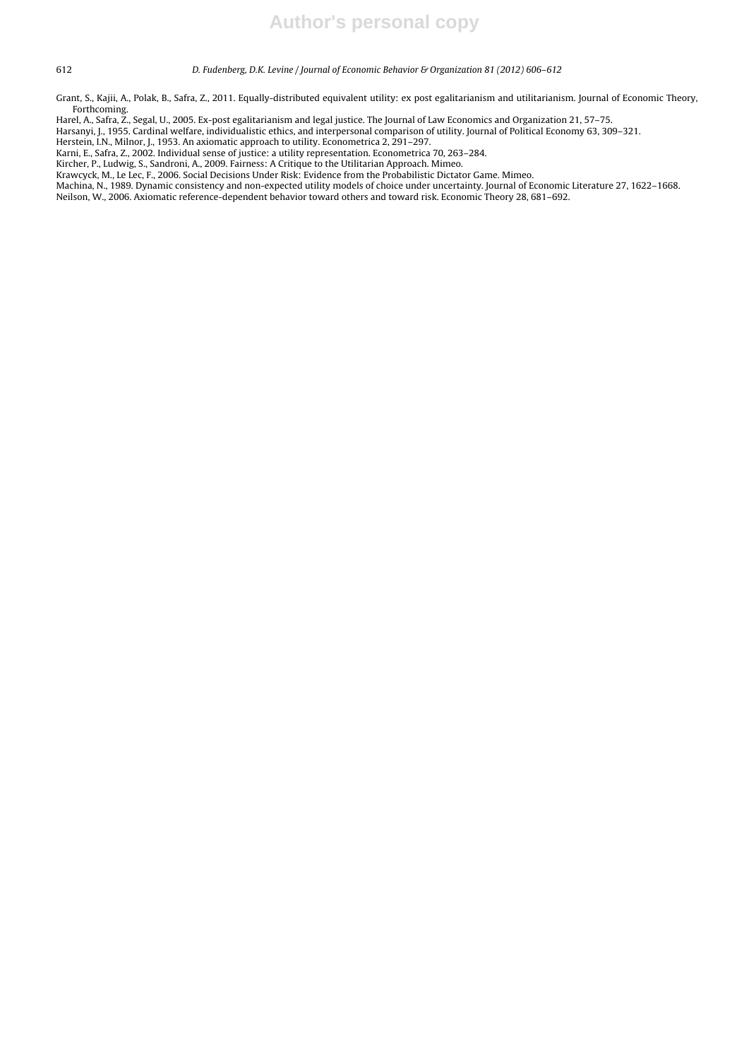Grant, S., Kajii, A., Polak, B., Safra, Z., 2011. Equally-distributed equivalent utility: ex post egalitarianism and utilitarianism. Journal of Economic Theory, Forthcoming.

Harel, A., Safra, Z., Segal, U., 2005. Ex-post egalitarianism and legal justice. The Journal of Law Economics and Organization 21, 57–75.

Harsanyi, J., 1955. Cardinal welfare, individualistic ethics, and interpersonal comparison of utility. Journal of Political Economy 63, 309–321.

Herstein, I.N., Milnor, J., 1953. An axiomatic approach to utility. Econometrica 2, 291–297.

Karni, E., Safra, Z., 2002. Individual sense of justice: a utility representation. Econometrica 70, 263–284.

Kircher, P., Ludwig, S., Sandroni, A., 2009. Fairness: A Critique to the Utilitarian Approach. Mimeo.

Krawcyck, M., Le Lec, F., 2006. Social Decisions Under Risk: Evidence from the Probabilistic Dictator Game. Mimeo.

Machina, N., 1989. Dynamic consistency and non-expected utility models of choice under uncertainty. Journal of Economic Literature 27, 1622–1668.

Neilson, W., 2006. Axiomatic reference-dependent behavior toward others and toward risk. Economic Theory 28, 681–692.